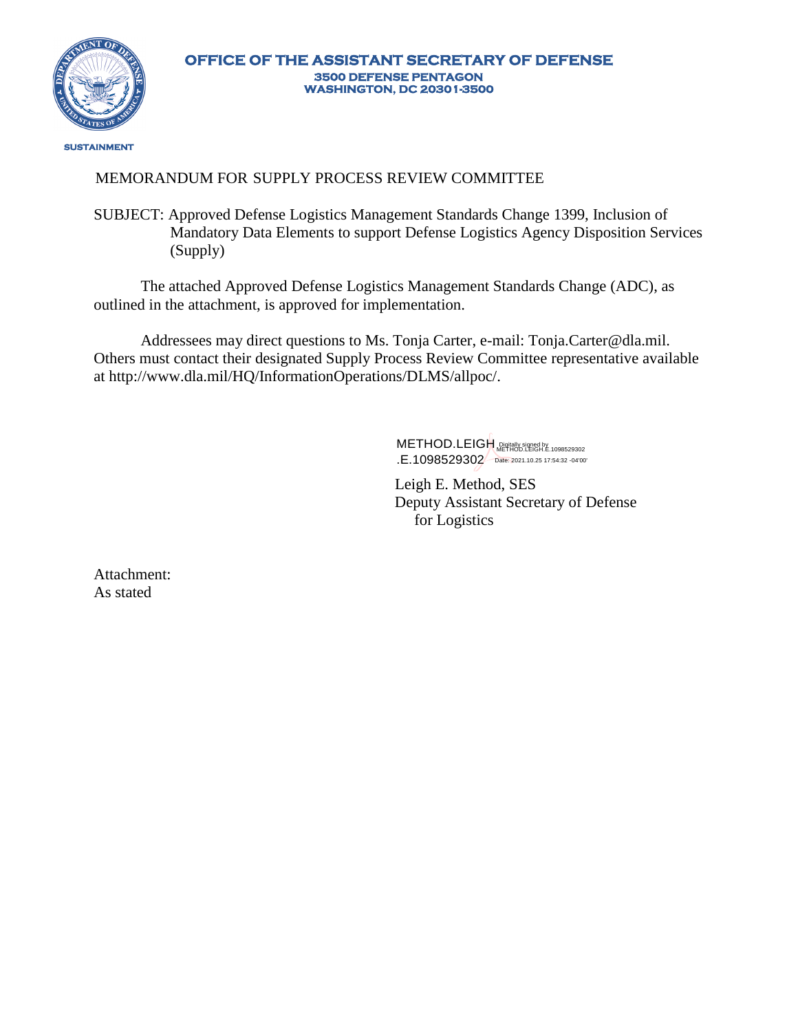**OFFICE OF THE ASSISTANT SECRETARY OF DEFENSE**
**3500 DEFENSE PENTAGON**
**WASHINGTON, DC 20301-3500**

**SUSTAINMENT**

MEMORANDUM FOR SUPPLY PROCESS REVIEW COMMITTEE

SUBJECT: Approved Defense Logistics Management Standards Change 1399, Inclusion of Mandatory Data Elements to support Defense Logistics Agency Disposition Services (Supply)

The attached Approved Defense Logistics Management Standards Change (ADC), as outlined in the attachment, is approved for implementation.

Addressees may direct questions to Ms. Tonja Carter, e-mail: Tonja.Carter@dla.mil. Others must contact their designated Supply Process Review Committee representative available at http://www.dla.mil/HQ/InformationOperations/DLMS/allpoc/.

METHOD.LEIGH.E.1098529302 Digitally signed by METHOD.LEIGH.E.1098529302 Date: 2021.10.25 17:54:32 -04'00'

Leigh E. Method, SES
Deputy Assistant Secretary of Defense
for Logistics

Attachment:
As stated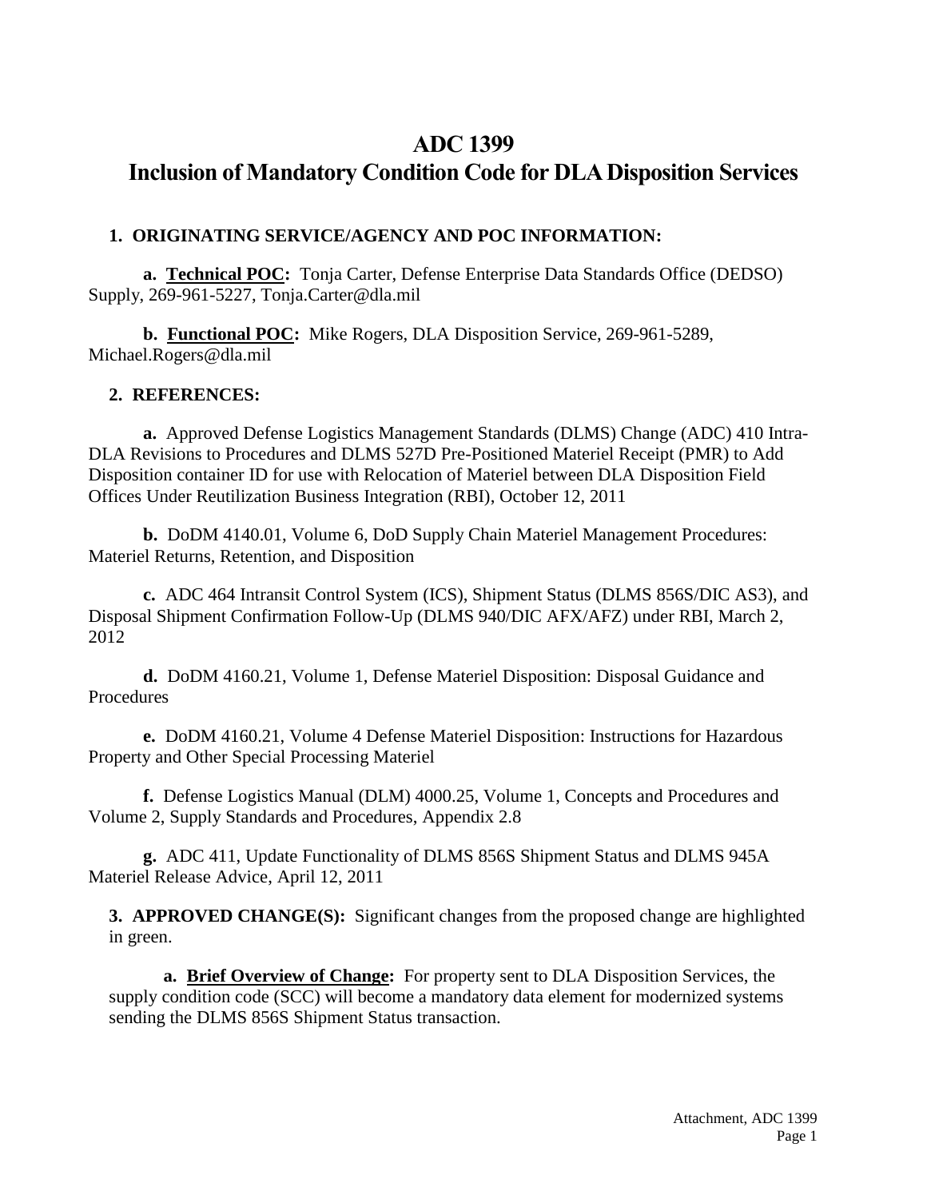# ADC 1399

# Inclusion of Mandatory Condition Code for DLA Disposition Services

**1. ORIGINATING SERVICE/AGENCY AND POC INFORMATION:**

**a. Technical POC:** Tonja Carter, Defense Enterprise Data Standards Office (DEDSO) Supply, 269-961-5227, Tonja.Carter@dla.mil

**b. Functional POC:** Mike Rogers, DLA Disposition Service, 269-961-5289, Michael.Rogers@dla.mil

**2. REFERENCES:**

**a.** Approved Defense Logistics Management Standards (DLMS) Change (ADC) 410 Intra-DLA Revisions to Procedures and DLMS 527D Pre-Positioned Materiel Receipt (PMR) to Add Disposition container ID for use with Relocation of Materiel between DLA Disposition Field Offices Under Reutilization Business Integration (RBI), October 12, 2011

**b.** DoDM 4140.01, Volume 6, DoD Supply Chain Materiel Management Procedures: Materiel Returns, Retention, and Disposition

**c.** ADC 464 Intransit Control System (ICS), Shipment Status (DLMS 856S/DIC AS3), and Disposal Shipment Confirmation Follow-Up (DLMS 940/DIC AFX/AFZ) under RBI, March 2, 2012

**d.** DoDM 4160.21, Volume 1, Defense Materiel Disposition: Disposal Guidance and Procedures

**e.** DoDM 4160.21, Volume 4 Defense Materiel Disposition: Instructions for Hazardous Property and Other Special Processing Materiel

**f.** Defense Logistics Manual (DLM) 4000.25, Volume 1, Concepts and Procedures and Volume 2, Supply Standards and Procedures, Appendix 2.8

**g.** ADC 411, Update Functionality of DLMS 856S Shipment Status and DLMS 945A Materiel Release Advice, April 12, 2011

**3. APPROVED CHANGE(S):** Significant changes from the proposed change are highlighted in green.

**a. Brief Overview of Change:** For property sent to DLA Disposition Services, the supply condition code (SCC) will become a mandatory data element for modernized systems sending the DLMS 856S Shipment Status transaction.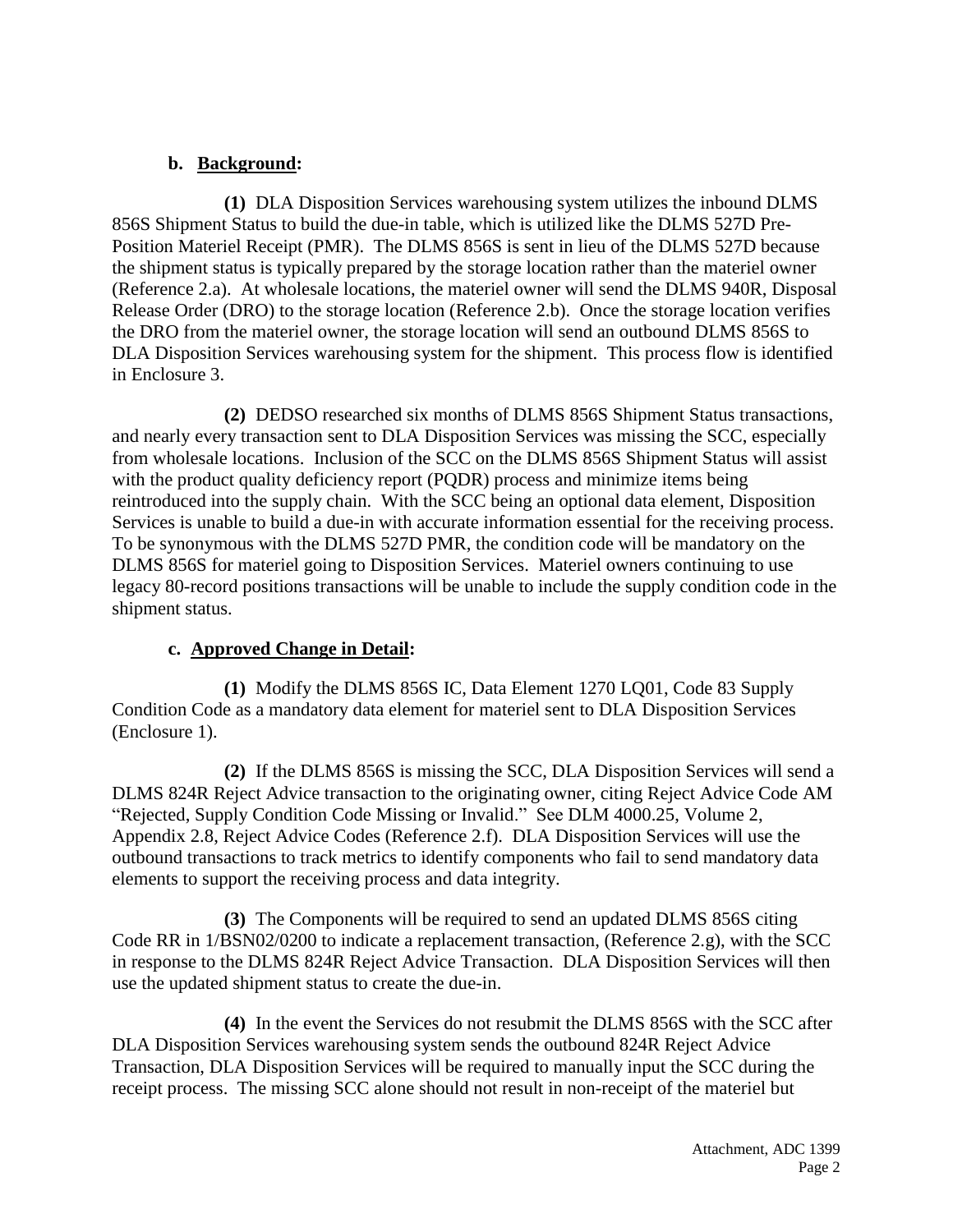**b. Background:**

**(1)** DLA Disposition Services warehousing system utilizes the inbound DLMS 856S Shipment Status to build the due-in table, which is utilized like the DLMS 527D Pre-Position Materiel Receipt (PMR). The DLMS 856S is sent in lieu of the DLMS 527D because the shipment status is typically prepared by the storage location rather than the materiel owner (Reference 2.a). At wholesale locations, the materiel owner will send the DLMS 940R, Disposal Release Order (DRO) to the storage location (Reference 2.b). Once the storage location verifies the DRO from the materiel owner, the storage location will send an outbound DLMS 856S to DLA Disposition Services warehousing system for the shipment. This process flow is identified in Enclosure 3.

**(2)** DEDSO researched six months of DLMS 856S Shipment Status transactions, and nearly every transaction sent to DLA Disposition Services was missing the SCC, especially from wholesale locations. Inclusion of the SCC on the DLMS 856S Shipment Status will assist with the product quality deficiency report (PQDR) process and minimize items being reintroduced into the supply chain. With the SCC being an optional data element, Disposition Services is unable to build a due-in with accurate information essential for the receiving process. To be synonymous with the DLMS 527D PMR, the condition code will be mandatory on the DLMS 856S for materiel going to Disposition Services. Materiel owners continuing to use legacy 80-record positions transactions will be unable to include the supply condition code in the shipment status.

**c. Approved Change in Detail:**

**(1)** Modify the DLMS 856S IC, Data Element 1270 LQ01, Code 83 Supply Condition Code as a mandatory data element for materiel sent to DLA Disposition Services (Enclosure 1).

**(2)** If the DLMS 856S is missing the SCC, DLA Disposition Services will send a DLMS 824R Reject Advice transaction to the originating owner, citing Reject Advice Code AM "Rejected, Supply Condition Code Missing or Invalid." See DLM 4000.25, Volume 2, Appendix 2.8, Reject Advice Codes (Reference 2.f). DLA Disposition Services will use the outbound transactions to track metrics to identify components who fail to send mandatory data elements to support the receiving process and data integrity.

**(3)** The Components will be required to send an updated DLMS 856S citing Code RR in 1/BSN02/0200 to indicate a replacement transaction, (Reference 2.g), with the SCC in response to the DLMS 824R Reject Advice Transaction. DLA Disposition Services will then use the updated shipment status to create the due-in.

**(4)** In the event the Services do not resubmit the DLMS 856S with the SCC after DLA Disposition Services warehousing system sends the outbound 824R Reject Advice Transaction, DLA Disposition Services will be required to manually input the SCC during the receipt process. The missing SCC alone should not result in non-receipt of the materiel but

Attachment, ADC 1399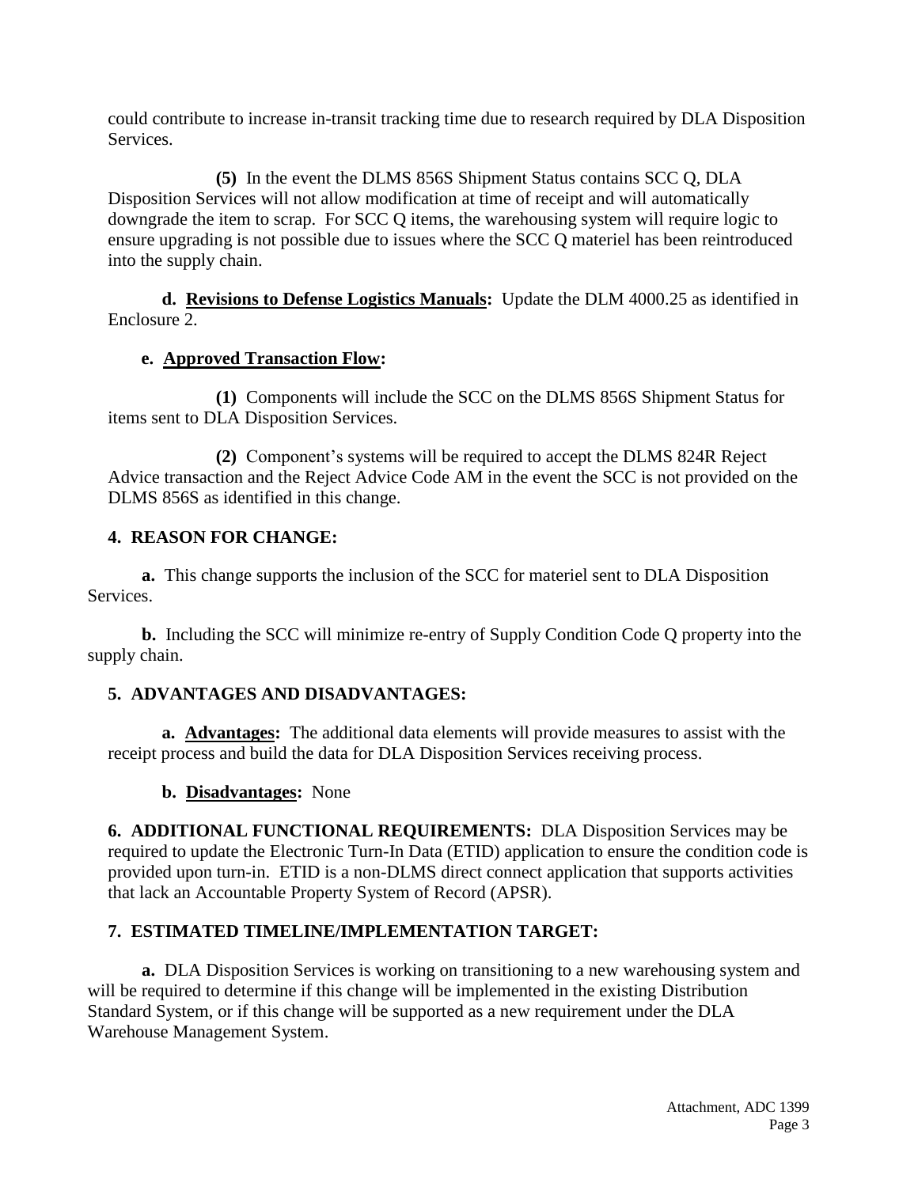could contribute to increase in-transit tracking time due to research required by DLA Disposition Services.

**(5)** In the event the DLMS 856S Shipment Status contains SCC Q, DLA Disposition Services will not allow modification at time of receipt and will automatically downgrade the item to scrap. For SCC Q items, the warehousing system will require logic to ensure upgrading is not possible due to issues where the SCC Q materiel has been reintroduced into the supply chain.

**d. Revisions to Defense Logistics Manuals:** Update the DLM 4000.25 as identified in Enclosure 2.

**e. Approved Transaction Flow:**

**(1)** Components will include the SCC on the DLMS 856S Shipment Status for items sent to DLA Disposition Services.

**(2)** Component's systems will be required to accept the DLMS 824R Reject Advice transaction and the Reject Advice Code AM in the event the SCC is not provided on the DLMS 856S as identified in this change.

**4. REASON FOR CHANGE:**

**a.** This change supports the inclusion of the SCC for materiel sent to DLA Disposition Services.

**b.** Including the SCC will minimize re-entry of Supply Condition Code Q property into the supply chain.

**5. ADVANTAGES AND DISADVANTAGES:**

**a. Advantages:** The additional data elements will provide measures to assist with the receipt process and build the data for DLA Disposition Services receiving process.

**b. Disadvantages:** None

**6. ADDITIONAL FUNCTIONAL REQUIREMENTS:** DLA Disposition Services may be required to update the Electronic Turn-In Data (ETID) application to ensure the condition code is provided upon turn-in. ETID is a non-DLMS direct connect application that supports activities that lack an Accountable Property System of Record (APSR).

**7. ESTIMATED TIMELINE/IMPLEMENTATION TARGET:**

**a.** DLA Disposition Services is working on transitioning to a new warehousing system and will be required to determine if this change will be implemented in the existing Distribution Standard System, or if this change will be supported as a new requirement under the DLA Warehouse Management System.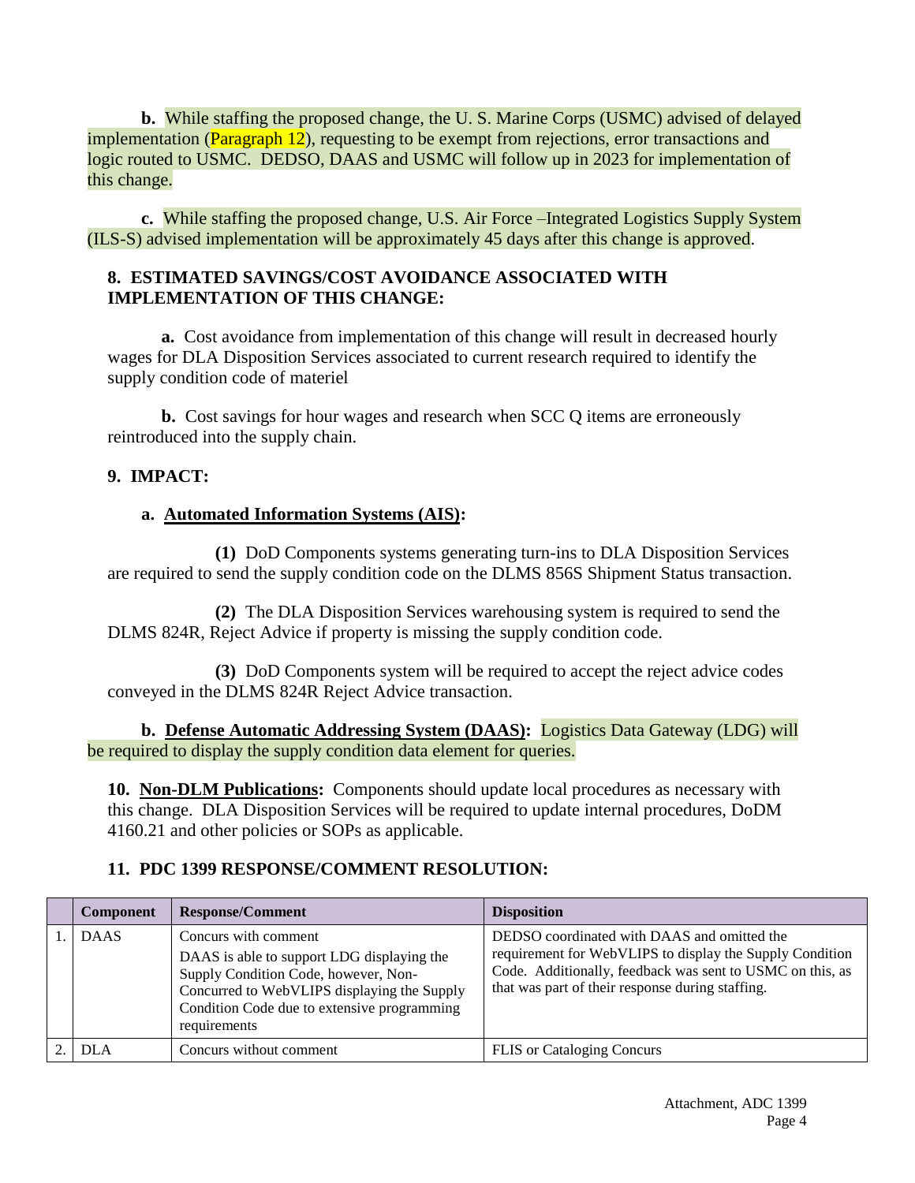**b.** While staffing the proposed change, the U. S. Marine Corps (USMC) advised of delayed implementation (Paragraph 12), requesting to be exempt from rejections, error transactions and logic routed to USMC. DEDSO, DAAS and USMC will follow up in 2023 for implementation of this change.

**c.** While staffing the proposed change, U.S. Air Force –Integrated Logistics Supply System (ILS-S) advised implementation will be approximately 45 days after this change is approved.

**8. ESTIMATED SAVINGS/COST AVOIDANCE ASSOCIATED WITH IMPLEMENTATION OF THIS CHANGE:**

**a.** Cost avoidance from implementation of this change will result in decreased hourly wages for DLA Disposition Services associated to current research required to identify the supply condition code of materiel

**b.** Cost savings for hour wages and research when SCC Q items are erroneously reintroduced into the supply chain.

**9. IMPACT:**

**a. Automated Information Systems (AIS):**

**(1)** DoD Components systems generating turn-ins to DLA Disposition Services are required to send the supply condition code on the DLMS 856S Shipment Status transaction.

**(2)** The DLA Disposition Services warehousing system is required to send the DLMS 824R, Reject Advice if property is missing the supply condition code.

**(3)** DoD Components system will be required to accept the reject advice codes conveyed in the DLMS 824R Reject Advice transaction.

**b. Defense Automatic Addressing System (DAAS):** Logistics Data Gateway (LDG) will be required to display the supply condition data element for queries.

**10. Non-DLM Publications:** Components should update local procedures as necessary with this change. DLA Disposition Services will be required to update internal procedures, DoDM 4160.21 and other policies or SOPs as applicable.

**11. PDC 1399 RESPONSE/COMMENT RESOLUTION:**

| | Component | Response/Comment | Disposition |
|---|---|---|---|
| 1. | DAAS | Concurs with comment<br>DAAS is able to support LDG displaying the Supply Condition Code, however, Non-Concurred to WebVLIPS displaying the Supply Condition Code due to extensive programming requirements | DEDSO coordinated with DAAS and omitted the requirement for WebVLIPS to display the Supply Condition Code. Additionally, feedback was sent to USMC on this, as that was part of their response during staffing. |
| 2. | DLA | Concurs without comment | FLIS or Cataloging Concurs |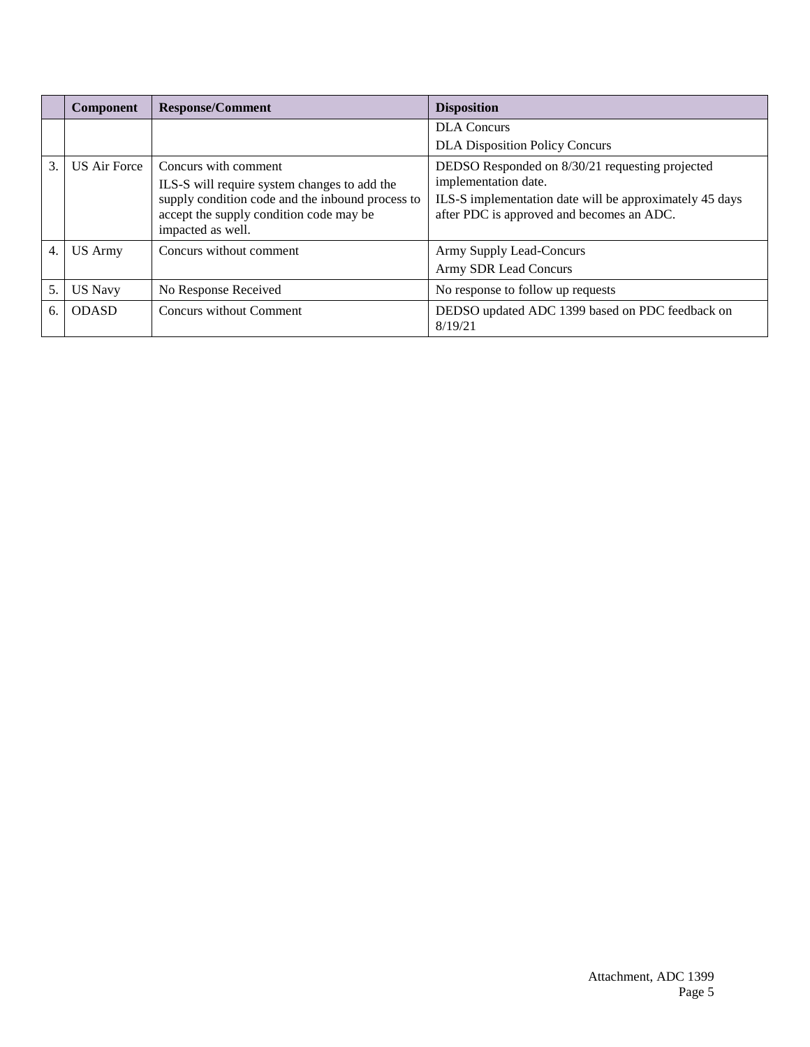| | Component | Response/Comment | Disposition |
|---|---|---|---|
| | | | DLA Concurs<br>DLA Disposition Policy Concurs |
| 3. | US Air Force | Concurs with comment<br>ILS-S will require system changes to add the supply condition code and the inbound process to accept the supply condition code may be impacted as well. | DEDSO Responded on 8/30/21 requesting projected implementation date.<br>ILS-S implementation date will be approximately 45 days after PDC is approved and becomes an ADC. |
| 4. | US Army | Concurs without comment | Army Supply Lead-Concurs<br>Army SDR Lead Concurs |
| 5. | US Navy | No Response Received | No response to follow up requests |
| 6. | ODASD | Concurs without Comment | DEDSO updated ADC 1399 based on PDC feedback on 8/19/21 |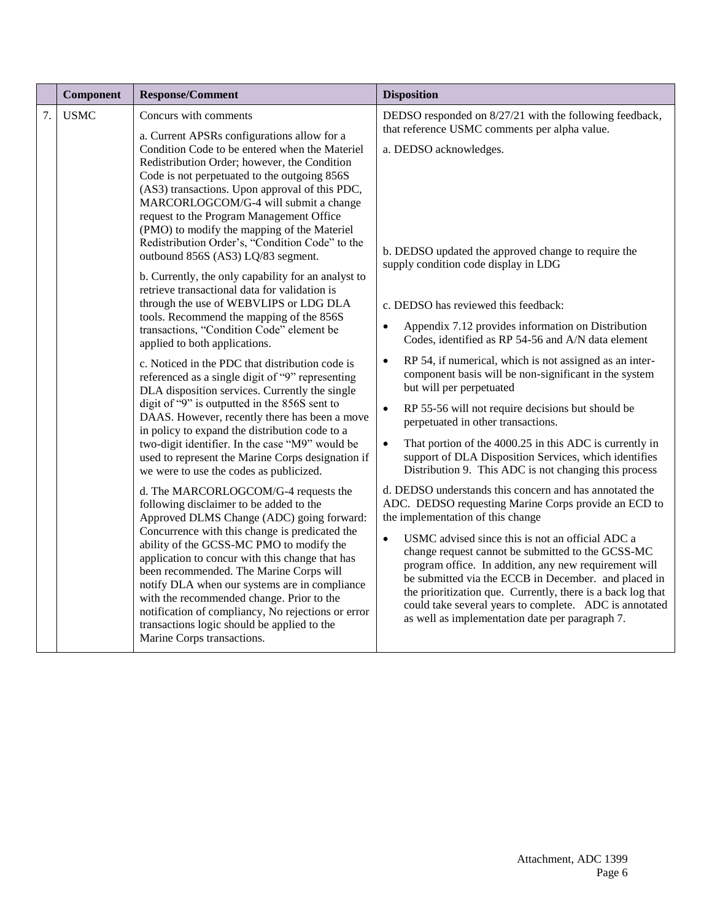| | Component | Response/Comment | Disposition |
|---|---|---|---|
| 7. | USMC | Concurs with comments<br><br>a. Current APSRs configurations allow for a Condition Code to be entered when the Materiel Redistribution Order; however, the Condition Code is not perpetuated to the outgoing 856S (AS3) transactions. Upon approval of this PDC, MARCORLOGCOM/G-4 will submit a change request to the Program Management Office (PMO) to modify the mapping of the Materiel Redistribution Order's, "Condition Code" to the outbound 856S (AS3) LQ/83 segment.<br><br>b. Currently, the only capability for an analyst to retrieve transactional data for validation is through the use of WEBVLIPS or LDG DLA tools. Recommend the mapping of the 856S transactions, "Condition Code" element be applied to both applications.<br><br>c. Noticed in the PDC that distribution code is referenced as a single digit of "9" representing DLA disposition services. Currently the single digit of "9" is outputted in the 856S sent to DAAS. However, recently there has been a move in policy to expand the distribution code to a two-digit identifier. In the case "M9" would be used to represent the Marine Corps designation if we were to use the codes as publicized.<br><br>d. The MARCORLOGCOM/G-4 requests the following disclaimer to be added to the Approved DLMS Change (ADC) going forward: Concurrence with this change is predicated the ability of the GCSS-MC PMO to modify the application to concur with this change that has been recommended. The Marine Corps will notify DLA when our systems are in compliance with the recommended change. Prior to the notification of compliancy, No rejections or error transactions logic should be applied to the Marine Corps transactions. | DEDSO responded on 8/27/21 with the following feedback, that reference USMC comments per alpha value.<br><br>a. DEDSO acknowledges.<br><br>b. DEDSO updated the approved change to require the supply condition code display in LDG<br><br>c. DEDSO has reviewed this feedback:<br>• Appendix 7.12 provides information on Distribution Codes, identified as RP 54-56 and A/N data element<br>• RP 54, if numerical, which is not assigned as an inter-component basis will be non-significant in the system but will per perpetuated<br>• RP 55-56 will not require decisions but should be perpetuated in other transactions.<br>• That portion of the 4000.25 in this ADC is currently in support of DLA Disposition Services, which identifies Distribution 9. This ADC is not changing this process<br><br>d. DEDSO understands this concern and has annotated the ADC. DEDSO requesting Marine Corps provide an ECD to the implementation of this change<br>• USMC advised since this is not an official ADC a change request cannot be submitted to the GCSS-MC program office. In addition, any new requirement will be submitted via the ECCB in December. and placed in the prioritization que. Currently, there is a back log that could take several years to complete. ADC is annotated as well as implementation date per paragraph 7. |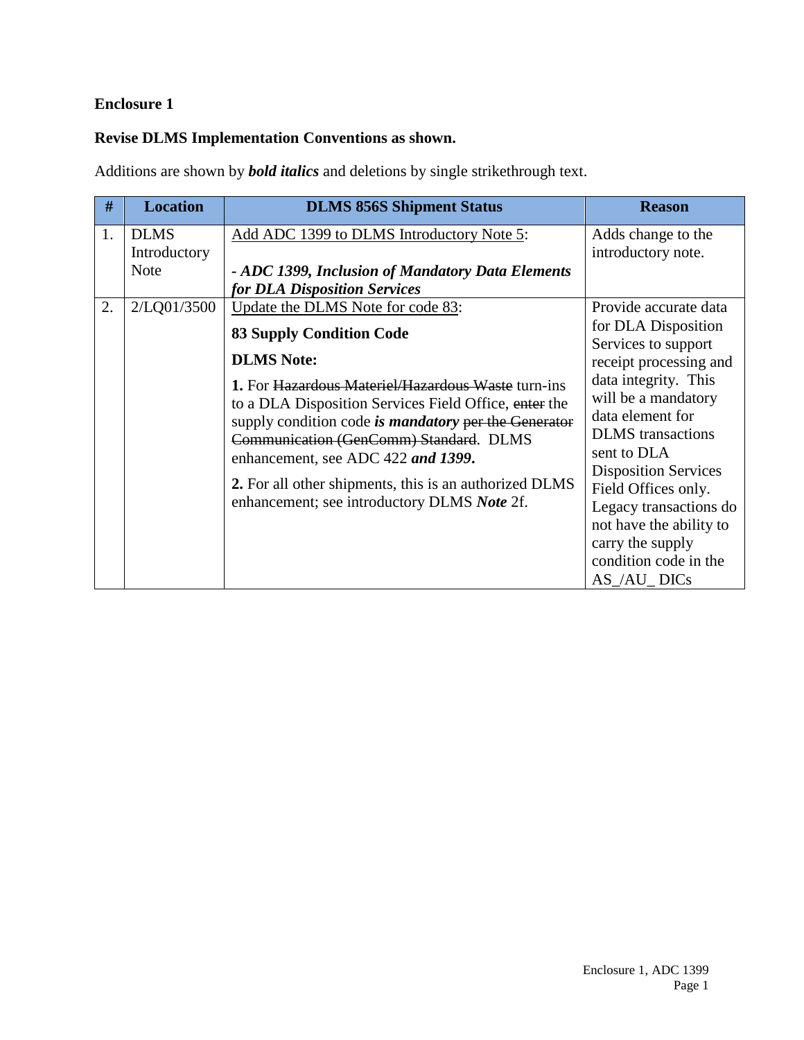**Enclosure 1**

**Revise DLMS Implementation Conventions as shown.**

Additions are shown by ***bold italics*** and deletions by single strikethrough text.

| # | Location | DLMS 856S Shipment Status | Reason |
|---|---|---|---|
| 1. | DLMS Introductory Note | Add ADC 1399 to DLMS Introductory Note 5:<br><br>***- ADC 1399, Inclusion of Mandatory Data Elements for DLA Disposition Services*** | Adds change to the introductory note. |
| 2. | 2/LQ01/3500 | Update the DLMS Note for code 83:<br><br>**83 Supply Condition Code**<br><br>**DLMS Note:**<br><br>**1.** For ~~Hazardous Materiel/Hazardous Waste~~ turn-ins to a DLA Disposition Services Field Office, ~~enter~~ the supply condition code ***is mandatory*** ~~per the Generator Communication (GenComm) Standard~~. DLMS enhancement, see ADC 422 ***and 1399.***<br><br>**2.** For all other shipments, this is an authorized DLMS enhancement; see introductory DLMS ***Note*** 2f. | Provide accurate data for DLA Disposition Services to support receipt processing and data integrity. This will be a mandatory data element for DLMS transactions sent to DLA Disposition Services Field Offices only. Legacy transactions do not have the ability to carry the supply condition code in the AS_/AU_ DICs |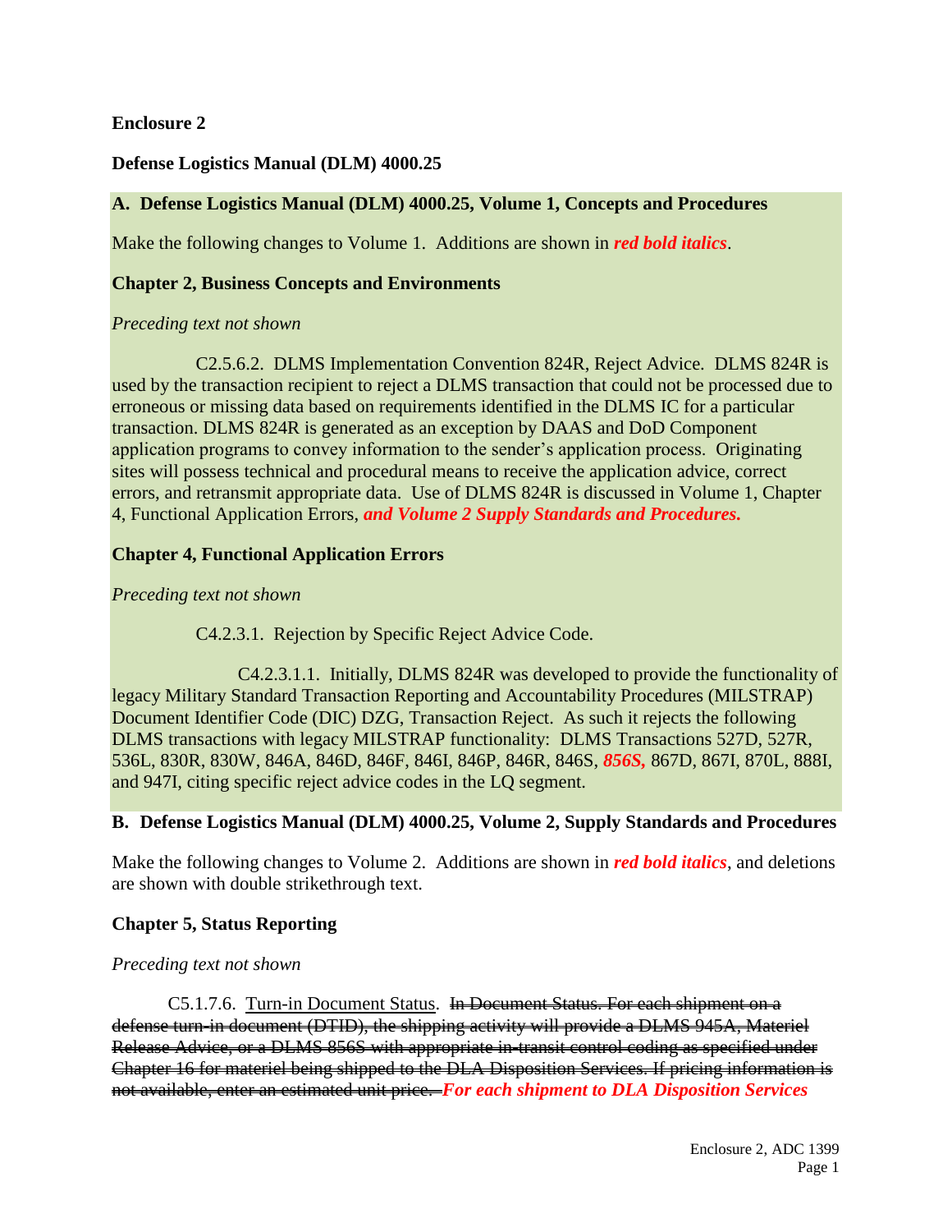**Enclosure 2**

**Defense Logistics Manual (DLM) 4000.25**

**A. Defense Logistics Manual (DLM) 4000.25, Volume 1, Concepts and Procedures**

Make the following changes to Volume 1. Additions are shown in ***red bold italics***.

**Chapter 2, Business Concepts and Environments**

*Preceding text not shown*

C2.5.6.2. DLMS Implementation Convention 824R, Reject Advice. DLMS 824R is used by the transaction recipient to reject a DLMS transaction that could not be processed due to erroneous or missing data based on requirements identified in the DLMS IC for a particular transaction. DLMS 824R is generated as an exception by DAAS and DoD Component application programs to convey information to the sender's application process. Originating sites will possess technical and procedural means to receive the application advice, correct errors, and retransmit appropriate data. Use of DLMS 824R is discussed in Volume 1, Chapter 4, Functional Application Errors*, **and Volume 2 Supply Standards and Procedures.***

**Chapter 4, Functional Application Errors**

*Preceding text not shown*

C4.2.3.1. Rejection by Specific Reject Advice Code.

C4.2.3.1.1. Initially, DLMS 824R was developed to provide the functionality of legacy Military Standard Transaction Reporting and Accountability Procedures (MILSTRAP) Document Identifier Code (DIC) DZG, Transaction Reject. As such it rejects the following DLMS transactions with legacy MILSTRAP functionality: DLMS Transactions 527D, 527R, 536L, 830R, 830W, 846A, 846D, 846F, 846I, 846P, 846R, 846S, ***856S,*** 867D, 867I, 870L, 888I, and 947I, citing specific reject advice codes in the LQ segment.

**B. Defense Logistics Manual (DLM) 4000.25, Volume 2, Supply Standards and Procedures**

Make the following changes to Volume 2. Additions are shown in ***red bold italics***, and deletions are shown with double strikethrough text.

**Chapter 5, Status Reporting**

*Preceding text not shown*

C5.1.7.6. Turn-in Document Status. ~~In Document Status. For each shipment on a defense turn-in document (DTID), the shipping activity will provide a DLMS 945A, Materiel Release Advice, or a DLMS 856S with appropriate in-transit control coding as specified under Chapter 16 for materiel being shipped to the DLA Disposition Services. If pricing information is not available, enter an estimated unit price.~~ ***For each shipment to DLA Disposition Services***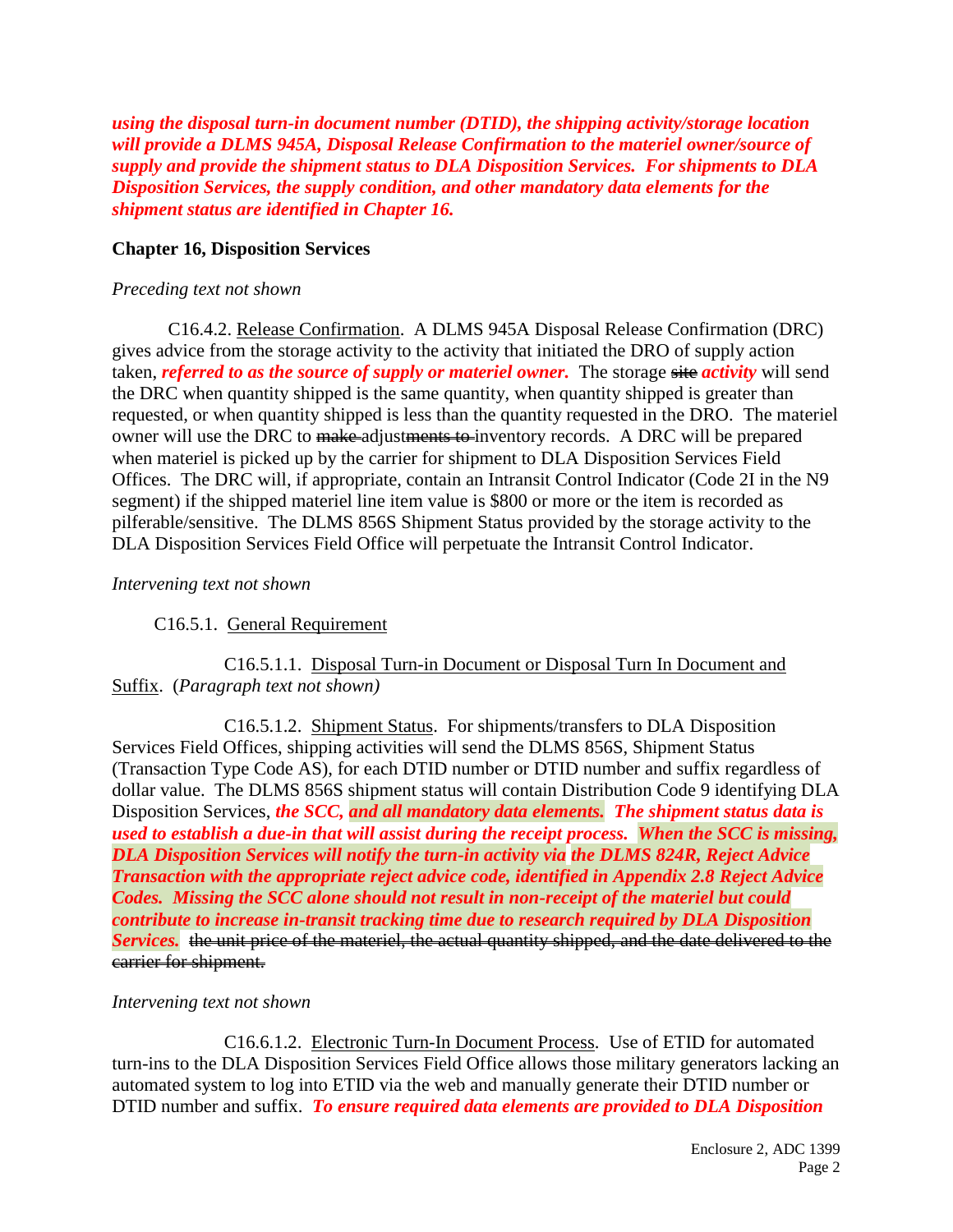***using the disposal turn-in document number (DTID), the shipping activity/storage location will provide a DLMS 945A, Disposal Release Confirmation to the materiel owner/source of supply and provide the shipment status to DLA Disposition Services. For shipments to DLA Disposition Services, the supply condition, and other mandatory data elements for the shipment status are identified in Chapter 16.***

**Chapter 16, Disposition Services**

*Preceding text not shown*

C16.4.2. Release Confirmation. A DLMS 945A Disposal Release Confirmation (DRC) gives advice from the storage activity to the activity that initiated the DRO of supply action taken, ***referred to as the source of supply or materiel owner.*** The storage ~~site~~ ***activity*** will send the DRC when quantity shipped is the same quantity, when quantity shipped is greater than requested, or when quantity shipped is less than the quantity requested in the DRO. The materiel owner will use the DRC to ~~make~~ adjust~~ments to~~ inventory records. A DRC will be prepared when materiel is picked up by the carrier for shipment to DLA Disposition Services Field Offices. The DRC will, if appropriate, contain an Intransit Control Indicator (Code 2I in the N9 segment) if the shipped materiel line item value is $800 or more or the item is recorded as pilferable/sensitive. The DLMS 856S Shipment Status provided by the storage activity to the DLA Disposition Services Field Office will perpetuate the Intransit Control Indicator.

*Intervening text not shown*

C16.5.1. General Requirement

C16.5.1.1. Disposal Turn-in Document or Disposal Turn In Document and Suffix. (*Paragraph text not shown)*

C16.5.1.2. Shipment Status. For shipments/transfers to DLA Disposition Services Field Offices, shipping activities will send the DLMS 856S, Shipment Status (Transaction Type Code AS), for each DTID number or DTID number and suffix regardless of dollar value. The DLMS 856S shipment status will contain Distribution Code 9 identifying DLA Disposition Services, ***the SCC, and all mandatory data elements. The shipment status data is used to establish a due-in that will assist during the receipt process. When the SCC is missing, DLA Disposition Services will notify the turn-in activity via the DLMS 824R, Reject Advice Transaction with the appropriate reject advice code, identified in Appendix 2.8 Reject Advice Codes. Missing the SCC alone should not result in non-receipt of the materiel but could contribute to increase in-transit tracking time due to research required by DLA Disposition Services.*** ~~the unit price of the materiel, the actual quantity shipped, and the date delivered to the carrier for shipment.~~

*Intervening text not shown*

C16.6.1.2. Electronic Turn-In Document Process. Use of ETID for automated turn-ins to the DLA Disposition Services Field Office allows those military generators lacking an automated system to log into ETID via the web and manually generate their DTID number or DTID number and suffix. ***To ensure required data elements are provided to DLA Disposition***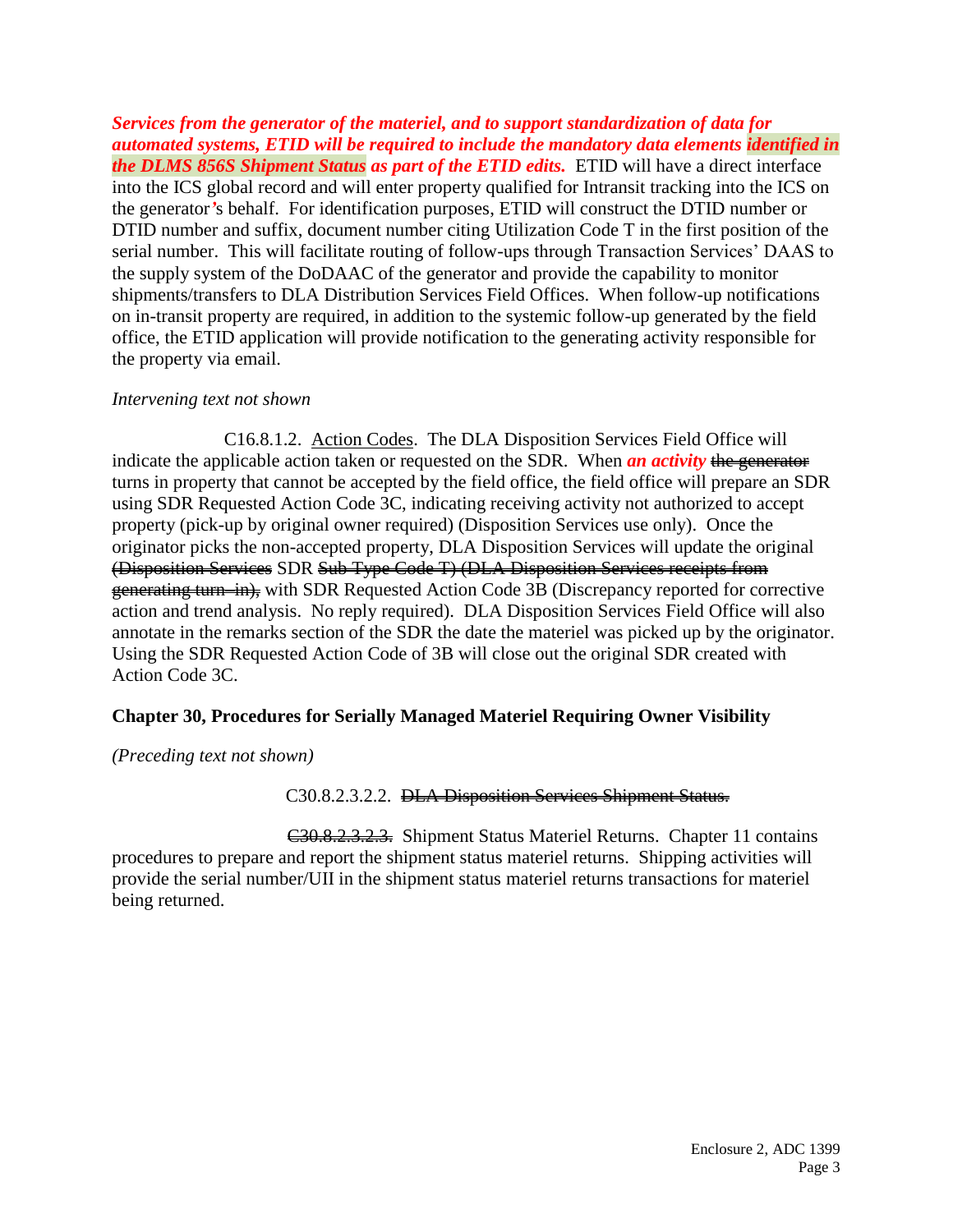***Services from the generator of the materiel, and to support standardization of data for automated systems, ETID will be required to include the mandatory data elements identified in the DLMS 856S Shipment Status as part of the ETID edits.*** ETID will have a direct interface into the ICS global record and will enter property qualified for Intransit tracking into the ICS on the generator's behalf. For identification purposes, ETID will construct the DTID number or DTID number and suffix, document number citing Utilization Code T in the first position of the serial number. This will facilitate routing of follow-ups through Transaction Services' DAAS to the supply system of the DoDAAC of the generator and provide the capability to monitor shipments/transfers to DLA Distribution Services Field Offices. When follow-up notifications on in-transit property are required, in addition to the systemic follow-up generated by the field office, the ETID application will provide notification to the generating activity responsible for the property via email.

*Intervening text not shown*

C16.8.1.2. Action Codes. The DLA Disposition Services Field Office will indicate the applicable action taken or requested on the SDR. When ***an activity*** ~~the generator~~ turns in property that cannot be accepted by the field office, the field office will prepare an SDR using SDR Requested Action Code 3C, indicating receiving activity not authorized to accept property (pick-up by original owner required) (Disposition Services use only). Once the originator picks the non-accepted property, DLA Disposition Services will update the original ~~(Disposition Services~~ SDR ~~Sub-Type Code T) (DLA Disposition Services receipts from generating turn–in),~~ with SDR Requested Action Code 3B (Discrepancy reported for corrective action and trend analysis. No reply required). DLA Disposition Services Field Office will also annotate in the remarks section of the SDR the date the materiel was picked up by the originator. Using the SDR Requested Action Code of 3B will close out the original SDR created with Action Code 3C.

**Chapter 30, Procedures for Serially Managed Materiel Requiring Owner Visibility**

*(Preceding text not shown)*

C30.8.2.3.2.2. ~~DLA Disposition Services Shipment Status.~~

~~C30.8.2.3.2.3.~~ Shipment Status Materiel Returns. Chapter 11 contains procedures to prepare and report the shipment status materiel returns. Shipping activities will provide the serial number/UII in the shipment status materiel returns transactions for materiel being returned.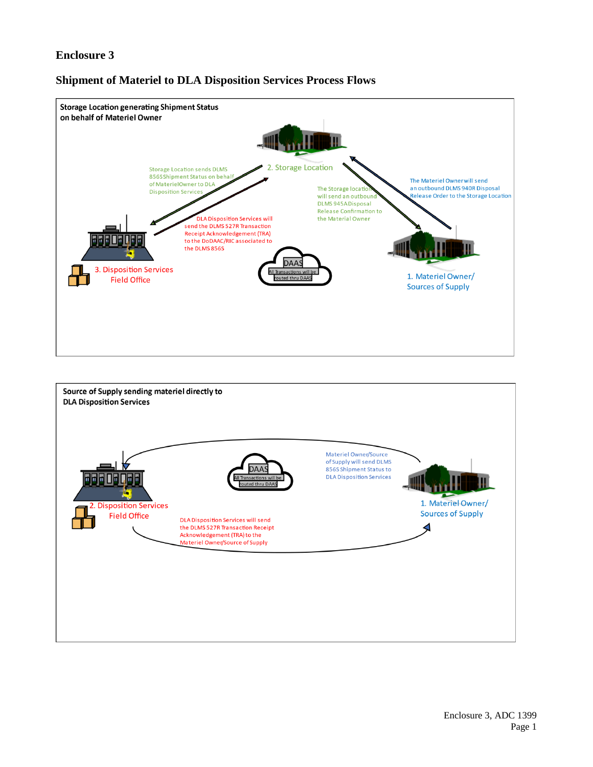# Enclosure 3

## Shipment of Materiel to DLA Disposition Services Process Flows

**Storage Location generating Shipment Status on behalf of Materiel Owner**

2. Storage Location

Storage Location sends DLMS 856S Shipment Status on behalf of Materiel Owner to DLA Disposition Services

The Storage location will send an outbound DLMS 945A Disposal Release Confirmation to the Material Owner

The Materiel Owner will send an outbound DLMS 940R Disposal Release Order to the Storage Location

DLA Disposition Services will send the DLMS 527R Transaction Receipt Acknowledgement (TRA) to the DoDAAC/RIC associated to the DLMS 856S

3. Disposition Services Field Office

DAAS

All Transactions will be routed thru DAAS

1. Materiel Owner/ Sources of Supply

**Source of Supply sending materiel directly to DLA Disposition Services**

DAAS

All Transactions will be routed thru DAAS

Materiel Owner/Source of Supply will send DLMS 856S Shipment Status to DLA Disposition Services

2. Disposition Services Field Office

1. Materiel Owner/ Sources of Supply

DLA Disposition Services will send the DLMS 527R Transaction Receipt Acknowledgement (TRA) to the Materiel Owner/Source of Supply

Enclosure 3, ADC 1399